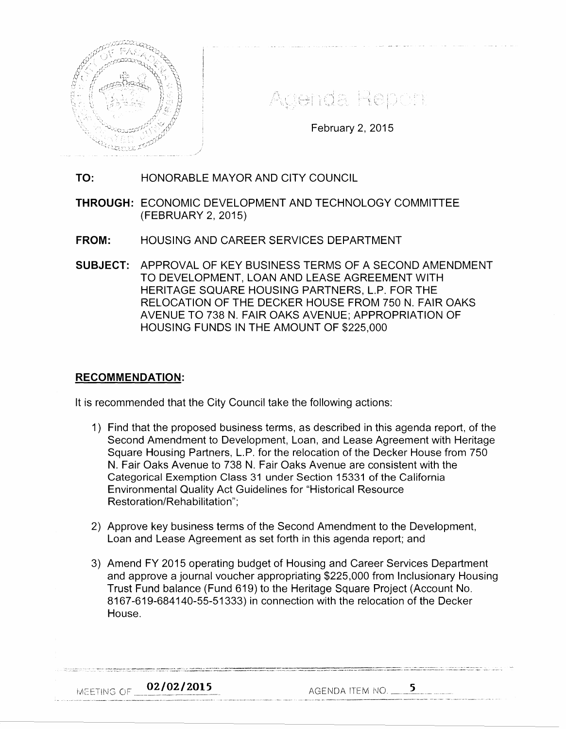# Agenda Report

February 2, 2015

**TO:** HONORABLE MAYOR AND CITY COUNCIL

**THROUGH:** ECONOMIC DEVELOPMENT AND TECHNOLOGY COMMITTEE (FEBRUARY 2, 2015)

**FROM:** HOUSING AND CAREER SERVICES DEPARTMENT

**SUBJECT:** APPROVAL OF KEY BUSINESS TERMS OF A SECOND AMENDMENT TO DEVELOPMENT, LOAN AND LEASE AGREEMENT WITH HERITAGE SQUARE HOUSING PARTNERS, L.P. FOR THE RELOCATION OF THE DECKER HOUSE FROM 750 N. FAIR OAKS AVENUE TO 738 N. FAIR OAKS AVENUE; APPROPRIATION OF HOUSING FUNDS IN THE AMOUNT OF $225,000

## RECOMMENDATION:

It is recommended that the City Council take the following actions:

1) Find that the proposed business terms, as described in this agenda report, of the Second Amendment to Development, Loan, and Lease Agreement with Heritage Square Housing Partners, L.P. for the relocation of the Decker House from 750 N. Fair Oaks Avenue to 738 N. Fair Oaks Avenue are consistent with the Categorical Exemption Class 31 under Section 15331 of the California Environmental Quality Act Guidelines for "Historical Resource Restoration/Rehabilitation";

2) Approve key business terms of the Second Amendment to the Development, Loan and Lease Agreement as set forth in this agenda report; and

3) Amend FY 2015 operating budget of Housing and Career Services Department and approve a journal voucher appropriating $225,000 from Inclusionary Housing Trust Fund balance (Fund 619) to the Heritage Square Project (Account No. 8167-619-684140-55-51333) in connection with the relocation of the Decker House.

MEETING OF 02/02/2015 AGENDA ITEM NO. 5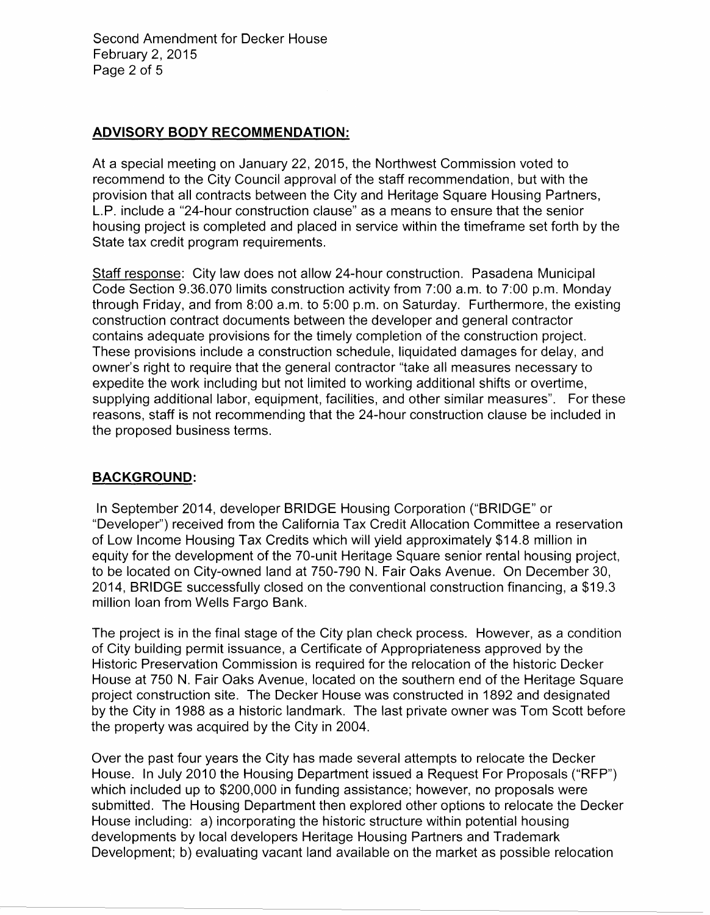## ADVISORY BODY RECOMMENDATION:

At a special meeting on January 22, 2015, the Northwest Commission voted to recommend to the City Council approval of the staff recommendation, but with the provision that all contracts between the City and Heritage Square Housing Partners, L.P. include a "24-hour construction clause" as a means to ensure that the senior housing project is completed and placed in service within the timeframe set forth by the State tax credit program requirements.

Staff response: City law does not allow 24-hour construction. Pasadena Municipal Code Section 9.36.070 limits construction activity from 7:00 a.m. to 7:00 p.m. Monday through Friday, and from 8:00 a.m. to 5:00 p.m. on Saturday. Furthermore, the existing construction contract documents between the developer and general contractor contains adequate provisions for the timely completion of the construction project. These provisions include a construction schedule, liquidated damages for delay, and owner's right to require that the general contractor "take all measures necessary to expedite the work including but not limited to working additional shifts or overtime, supplying additional labor, equipment, facilities, and other similar measures". For these reasons, staff is not recommending that the 24-hour construction clause be included in the proposed business terms.

## BACKGROUND:

In September 2014, developer BRIDGE Housing Corporation ("BRIDGE" or "Developer") received from the California Tax Credit Allocation Committee a reservation of Low Income Housing Tax Credits which will yield approximately $14.8 million in equity for the development of the 70-unit Heritage Square senior rental housing project, to be located on City-owned land at 750-790 N. Fair Oaks Avenue. On December 30, 2014, BRIDGE successfully closed on the conventional construction financing, a $19.3 million loan from Wells Fargo Bank.

The project is in the final stage of the City plan check process. However, as a condition of City building permit issuance, a Certificate of Appropriateness approved by the Historic Preservation Commission is required for the relocation of the historic Decker House at 750 N. Fair Oaks Avenue, located on the southern end of the Heritage Square project construction site. The Decker House was constructed in 1892 and designated by the City in 1988 as a historic landmark. The last private owner was Tom Scott before the property was acquired by the City in 2004.

Over the past four years the City has made several attempts to relocate the Decker House. In July 2010 the Housing Department issued a Request For Proposals ("RFP") which included up to $200,000 in funding assistance; however, no proposals were submitted. The Housing Department then explored other options to relocate the Decker House including: a) incorporating the historic structure within potential housing developments by local developers Heritage Housing Partners and Trademark Development; b) evaluating vacant land available on the market as possible relocation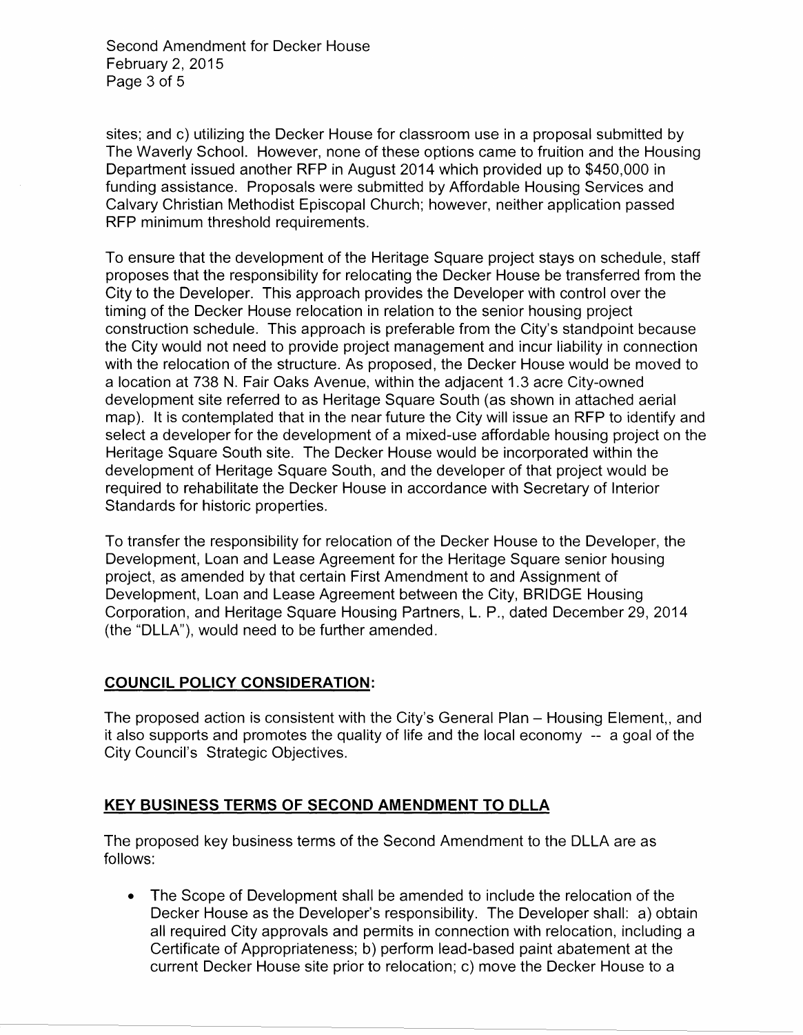sites; and c) utilizing the Decker House for classroom use in a proposal submitted by The Waverly School. However, none of these options came to fruition and the Housing Department issued another RFP in August 2014 which provided up to $450,000 in funding assistance. Proposals were submitted by Affordable Housing Services and Calvary Christian Methodist Episcopal Church; however, neither application passed RFP minimum threshold requirements.

To ensure that the development of the Heritage Square project stays on schedule, staff proposes that the responsibility for relocating the Decker House be transferred from the City to the Developer. This approach provides the Developer with control over the timing of the Decker House relocation in relation to the senior housing project construction schedule. This approach is preferable from the City's standpoint because the City would not need to provide project management and incur liability in connection with the relocation of the structure. As proposed, the Decker House would be moved to a location at 738 N. Fair Oaks Avenue, within the adjacent 1.3 acre City-owned development site referred to as Heritage Square South (as shown in attached aerial map). It is contemplated that in the near future the City will issue an RFP to identify and select a developer for the development of a mixed-use affordable housing project on the Heritage Square South site. The Decker House would be incorporated within the development of Heritage Square South, and the developer of that project would be required to rehabilitate the Decker House in accordance with Secretary of Interior Standards for historic properties.

To transfer the responsibility for relocation of the Decker House to the Developer, the Development, Loan and Lease Agreement for the Heritage Square senior housing project, as amended by that certain First Amendment to and Assignment of Development, Loan and Lease Agreement between the City, BRIDGE Housing Corporation, and Heritage Square Housing Partners, L. P., dated December 29, 2014 (the "DLLA"), would need to be further amended.

## COUNCIL POLICY CONSIDERATION:

The proposed action is consistent with the City's General Plan – Housing Element,, and it also supports and promotes the quality of life and the local economy -- a goal of the City Council's Strategic Objectives.

## KEY BUSINESS TERMS OF SECOND AMENDMENT TO DLLA

The proposed key business terms of the Second Amendment to the DLLA are as follows:

- The Scope of Development shall be amended to include the relocation of the Decker House as the Developer's responsibility. The Developer shall: a) obtain all required City approvals and permits in connection with relocation, including a Certificate of Appropriateness; b) perform lead-based paint abatement at the current Decker House site prior to relocation; c) move the Decker House to a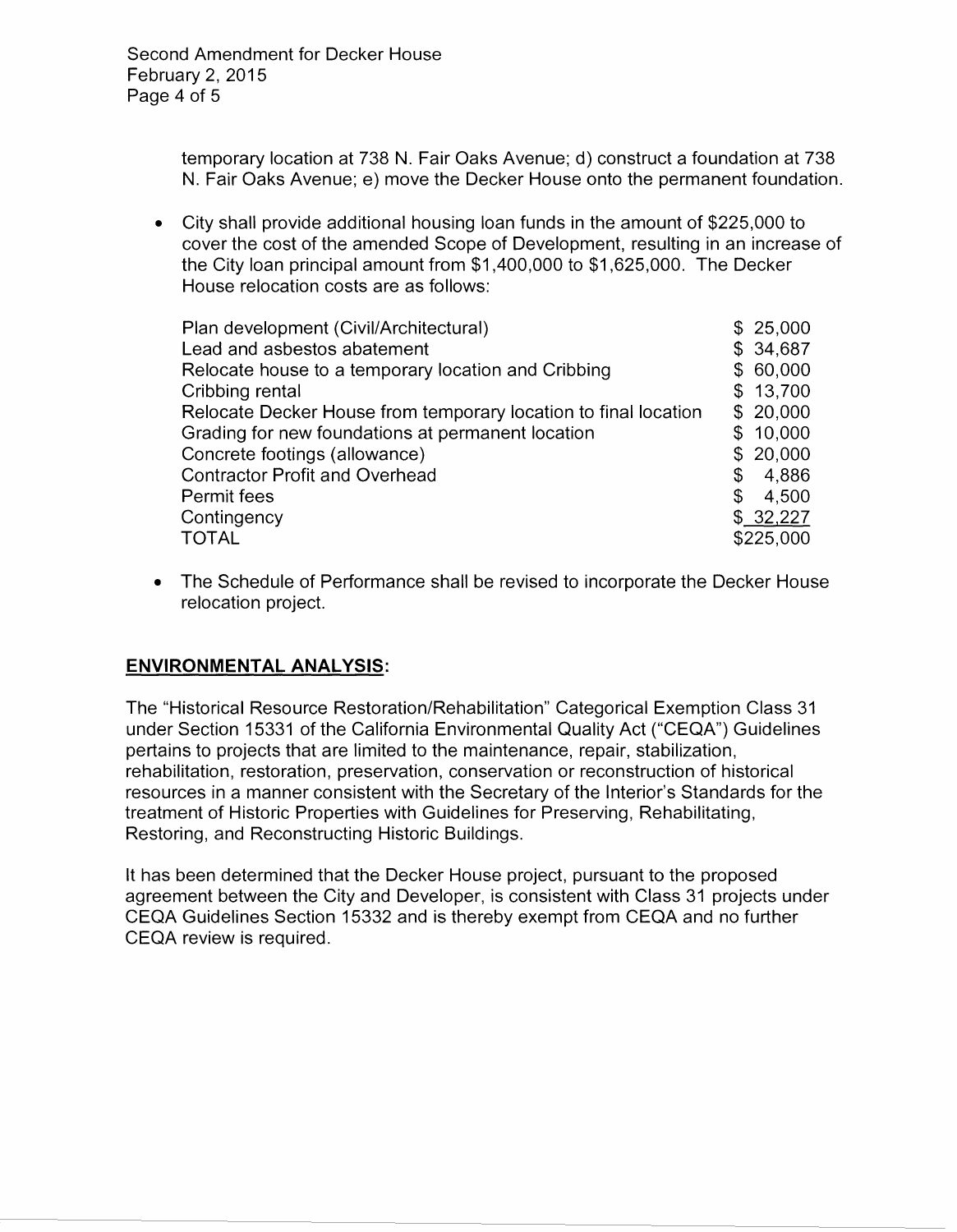temporary location at 738 N. Fair Oaks Avenue; d) construct a foundation at 738 N. Fair Oaks Avenue; e) move the Decker House onto the permanent foundation.

- City shall provide additional housing loan funds in the amount of $225,000 to cover the cost of the amended Scope of Development, resulting in an increase of the City loan principal amount from $1,400,000 to $1,625,000. The Decker House relocation costs are as follows:

| | |
|---|---|
| Plan development (Civil/Architectural) | $ 25,000 |
| Lead and asbestos abatement | $ 34,687 |
| Relocate house to a temporary location and Cribbing | $ 60,000 |
| Cribbing rental | $ 13,700 |
| Relocate Decker House from temporary location to final location | $ 20,000 |
| Grading for new foundations at permanent location | $ 10,000 |
| Concrete footings (allowance) | $ 20,000 |
| Contractor Profit and Overhead | $ 4,886 |
| Permit fees | $ 4,500 |
| Contingency | $ 32,227 |
| TOTAL | $225,000 |

- The Schedule of Performance shall be revised to incorporate the Decker House relocation project.

## ENVIRONMENTAL ANALYSIS:

The "Historical Resource Restoration/Rehabilitation" Categorical Exemption Class 31 under Section 15331 of the California Environmental Quality Act ("CEQA") Guidelines pertains to projects that are limited to the maintenance, repair, stabilization, rehabilitation, restoration, preservation, conservation or reconstruction of historical resources in a manner consistent with the Secretary of the Interior's Standards for the treatment of Historic Properties with Guidelines for Preserving, Rehabilitating, Restoring, and Reconstructing Historic Buildings.

It has been determined that the Decker House project, pursuant to the proposed agreement between the City and Developer, is consistent with Class 31 projects under CEQA Guidelines Section 15332 and is thereby exempt from CEQA and no further CEQA review is required.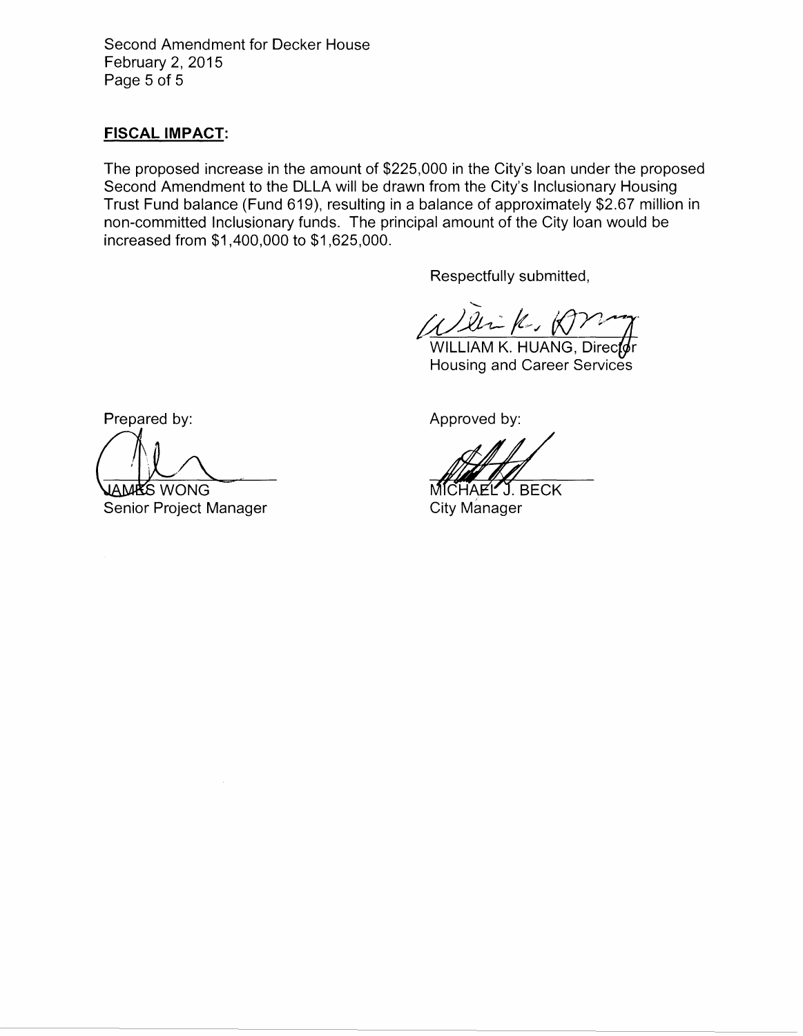**FISCAL IMPACT:**

The proposed increase in the amount of $225,000 in the City's loan under the proposed Second Amendment to the DLLA will be drawn from the City's Inclusionary Housing Trust Fund balance (Fund 619), resulting in a balance of approximately $2.67 million in non-committed Inclusionary funds. The principal amount of the City loan would be increased from $1,400,000 to $1,625,000.

Respectfully submitted,

WILLIAM K. HUANG, Director
Housing and Career Services

Prepared by:

JAMES WONG
Senior Project Manager

Approved by:

MICHAEL J. BECK
City Manager